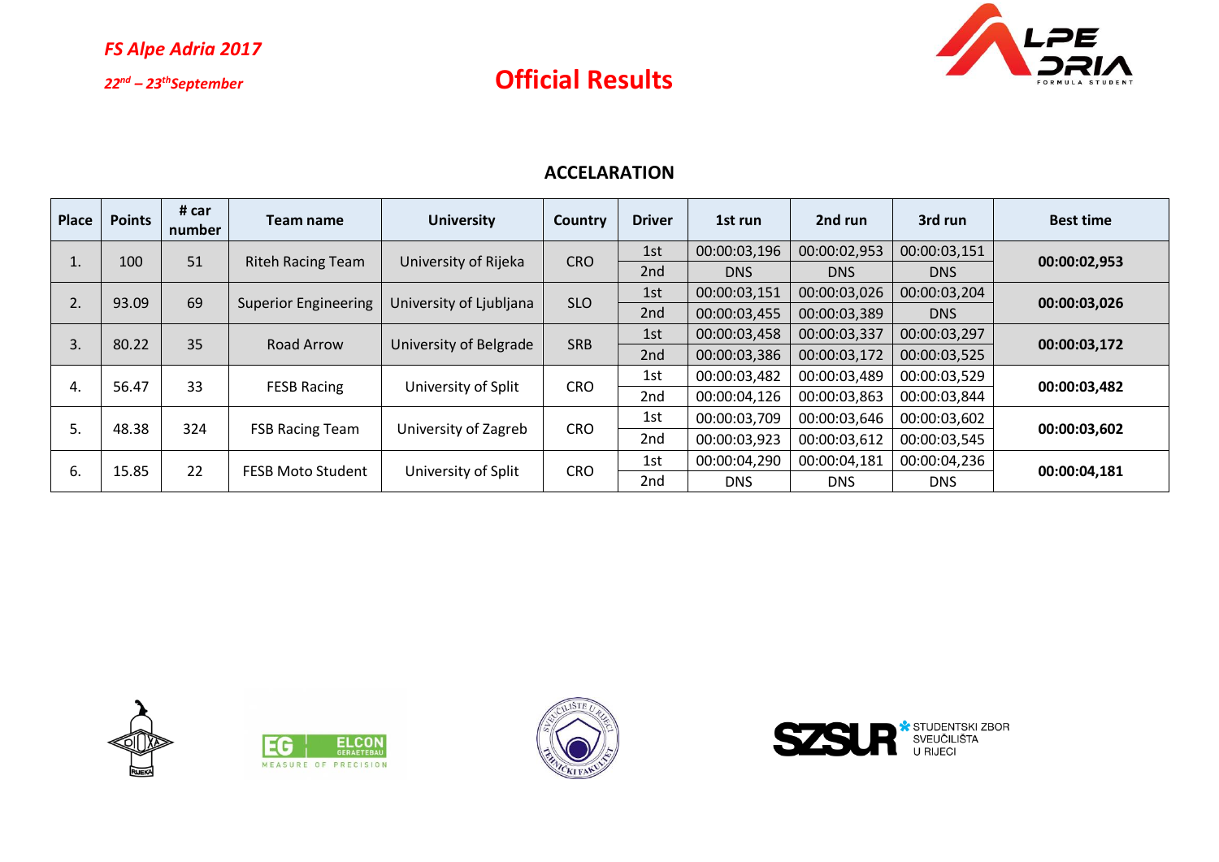*FS Alpe Adria 2017*

*22nd – 23th September*

# Official Results

## ACCELARATION

| Place | Points | # car number | Team name | University | Country | Driver | 1st run | 2nd run | 3rd run | Best time |
|---|---|---|---|---|---|---|---|---|---|---|
| 1. | 100 | 51 | Riteh Racing Team | University of Rijeka | CRO | 1st | 00:00:03,196 | 00:00:02,953 | 00:00:03,151 | **00:00:02,953** |
| | | | | | | 2nd | DNS | DNS | DNS | |
| 2. | 93.09 | 69 | Superior Engineering | University of Ljubljana | SLO | 1st | 00:00:03,151 | 00:00:03,026 | 00:00:03,204 | **00:00:03,026** |
| | | | | | | 2nd | 00:00:03,455 | 00:00:03,389 | DNS | |
| 3. | 80.22 | 35 | Road Arrow | University of Belgrade | SRB | 1st | 00:00:03,458 | 00:00:03,337 | 00:00:03,297 | **00:00:03,172** |
| | | | | | | 2nd | 00:00:03,386 | 00:00:03,172 | 00:00:03,525 | |
| 4. | 56.47 | 33 | FESB Racing | University of Split | CRO | 1st | 00:00:03,482 | 00:00:03,489 | 00:00:03,529 | **00:00:03,482** |
| | | | | | | 2nd | 00:00:04,126 | 00:00:03,863 | 00:00:03,844 | |
| 5. | 48.38 | 324 | FSB Racing Team | University of Zagreb | CRO | 1st | 00:00:03,709 | 00:00:03,646 | 00:00:03,602 | **00:00:03,602** |
| | | | | | | 2nd | 00:00:03,923 | 00:00:03,612 | 00:00:03,545 | |
| 6. | 15.85 | 22 | FESB Moto Student | University of Split | CRO | 1st | 00:00:04,290 | 00:00:04,181 | 00:00:04,236 | **00:00:04,181** |
| | | | | | | 2nd | DNS | DNS | DNS | |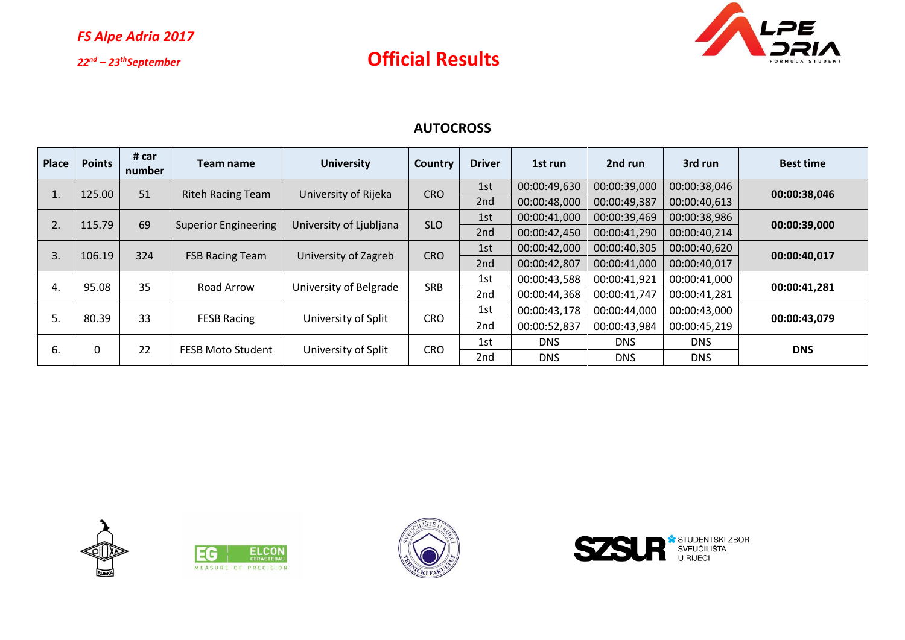*FS Alpe Adria 2017*

*22nd – 23th September*

# Official Results

## AUTOCROSS

| Place | Points | # car number | Team name | University | Country | Driver | 1st run | 2nd run | 3rd run | Best time |
|---|---|---|---|---|---|---|---|---|---|---|
| 1. | 125.00 | 51 | Riteh Racing Team | University of Rijeka | CRO | 1st | 00:00:49,630 | 00:00:39,000 | 00:00:38,046 | **00:00:38,046** |
| | | | | | | 2nd | 00:00:48,000 | 00:00:49,387 | 00:00:40,613 | |
| 2. | 115.79 | 69 | Superior Engineering | University of Ljubljana | SLO | 1st | 00:00:41,000 | 00:00:39,469 | 00:00:38,986 | **00:00:39,000** |
| | | | | | | 2nd | 00:00:42,450 | 00:00:41,290 | 00:00:40,214 | |
| 3. | 106.19 | 324 | FSB Racing Team | University of Zagreb | CRO | 1st | 00:00:42,000 | 00:00:40,305 | 00:00:40,620 | **00:00:40,017** |
| | | | | | | 2nd | 00:00:42,807 | 00:00:41,000 | 00:00:40,017 | |
| 4. | 95.08 | 35 | Road Arrow | University of Belgrade | SRB | 1st | 00:00:43,588 | 00:00:41,921 | 00:00:41,000 | **00:00:41,281** |
| | | | | | | 2nd | 00:00:44,368 | 00:00:41,747 | 00:00:41,281 | |
| 5. | 80.39 | 33 | FESB Racing | University of Split | CRO | 1st | 00:00:43,178 | 00:00:44,000 | 00:00:43,000 | **00:00:43,079** |
| | | | | | | 2nd | 00:00:52,837 | 00:00:43,984 | 00:00:45,219 | |
| 6. | 0 | 22 | FESB Moto Student | University of Split | CRO | 1st | DNS | DNS | DNS | **DNS** |
| | | | | | | 2nd | DNS | DNS | DNS | |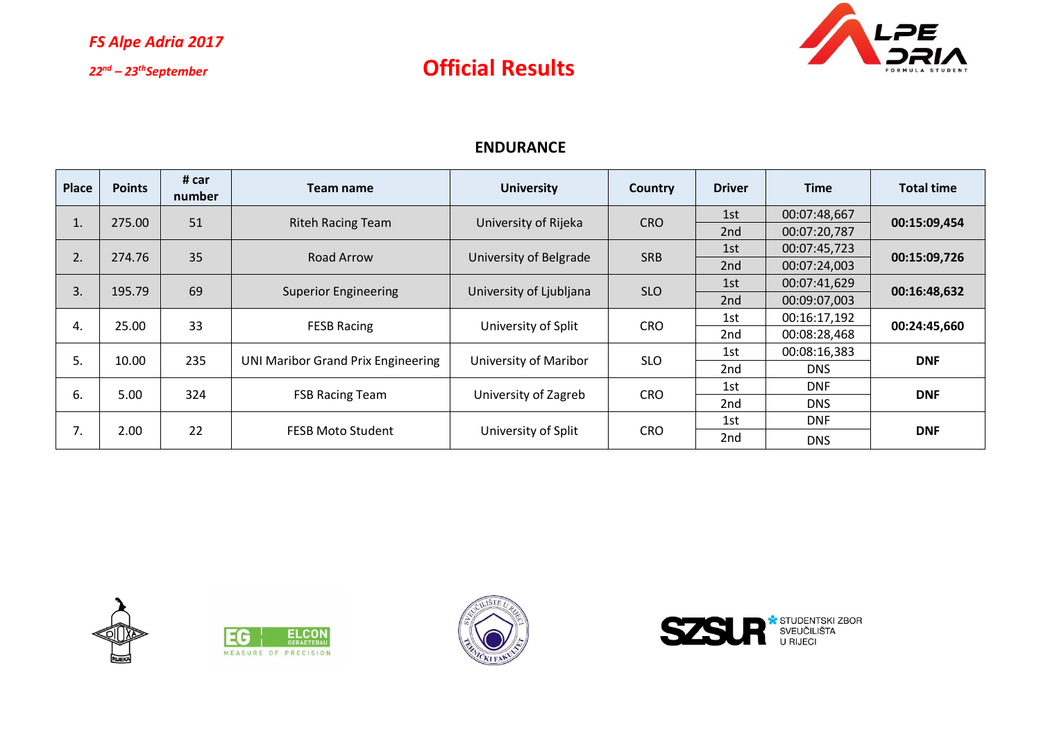*FS Alpe Adria 2017*

*22nd – 23th September*

# Official Results

## ENDURANCE

| Place | Points | # car number | Team name | University | Country | Driver | Time | Total time |
|---|---|---|---|---|---|---|---|---|
| 1. | 275.00 | 51 | Riteh Racing Team | University of Rijeka | CRO | 1st | 00:07:48,667 | **00:15:09,454** |
| | | | | | | 2nd | 00:07:20,787 | |
| 2. | 274.76 | 35 | Road Arrow | University of Belgrade | SRB | 1st | 00:07:45,723 | **00:15:09,726** |
| | | | | | | 2nd | 00:07:24,003 | |
| 3. | 195.79 | 69 | Superior Engineering | University of Ljubljana | SLO | 1st | 00:07:41,629 | **00:16:48,632** |
| | | | | | | 2nd | 00:09:07,003 | |
| 4. | 25.00 | 33 | FESB Racing | University of Split | CRO | 1st | 00:16:17,192 | **00:24:45,660** |
| | | | | | | 2nd | 00:08:28,468 | |
| 5. | 10.00 | 235 | UNI Maribor Grand Prix Engineering | University of Maribor | SLO | 1st | 00:08:16,383 | **DNF** |
| | | | | | | 2nd | DNS | |
| 6. | 5.00 | 324 | FSB Racing Team | University of Zagreb | CRO | 1st | DNF | **DNF** |
| | | | | | | 2nd | DNS | |
| 7. | 2.00 | 22 | FESB Moto Student | University of Split | CRO | 1st | DNF | **DNF** |
| | | | | | | 2nd | DNS | |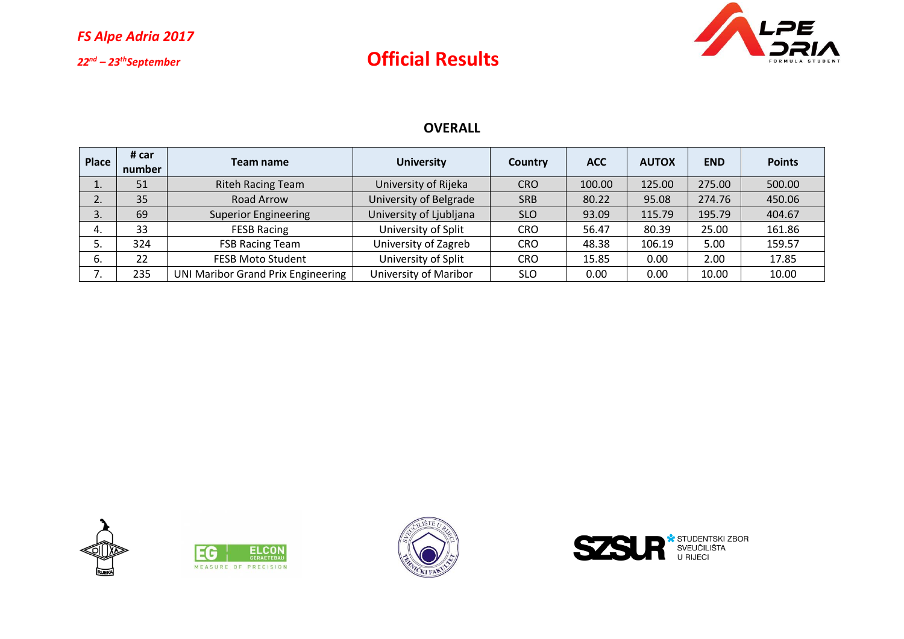*FS Alpe Adria 2017*

*22nd – 23th September*

# Official Results

## OVERALL

| Place | # car number | Team name | University | Country | ACC | AUTOX | END | Points |
|---|---|---|---|---|---|---|---|---|
| 1. | 51 | Riteh Racing Team | University of Rijeka | CRO | 100.00 | 125.00 | 275.00 | 500.00 |
| 2. | 35 | Road Arrow | University of Belgrade | SRB | 80.22 | 95.08 | 274.76 | 450.06 |
| 3. | 69 | Superior Engineering | University of Ljubljana | SLO | 93.09 | 115.79 | 195.79 | 404.67 |
| 4. | 33 | FESB Racing | University of Split | CRO | 56.47 | 80.39 | 25.00 | 161.86 |
| 5. | 324 | FSB Racing Team | University of Zagreb | CRO | 48.38 | 106.19 | 5.00 | 159.57 |
| 6. | 22 | FESB Moto Student | University of Split | CRO | 15.85 | 0.00 | 2.00 | 17.85 |
| 7. | 235 | UNI Maribor Grand Prix Engineering | University of Maribor | SLO | 0.00 | 0.00 | 10.00 | 10.00 |